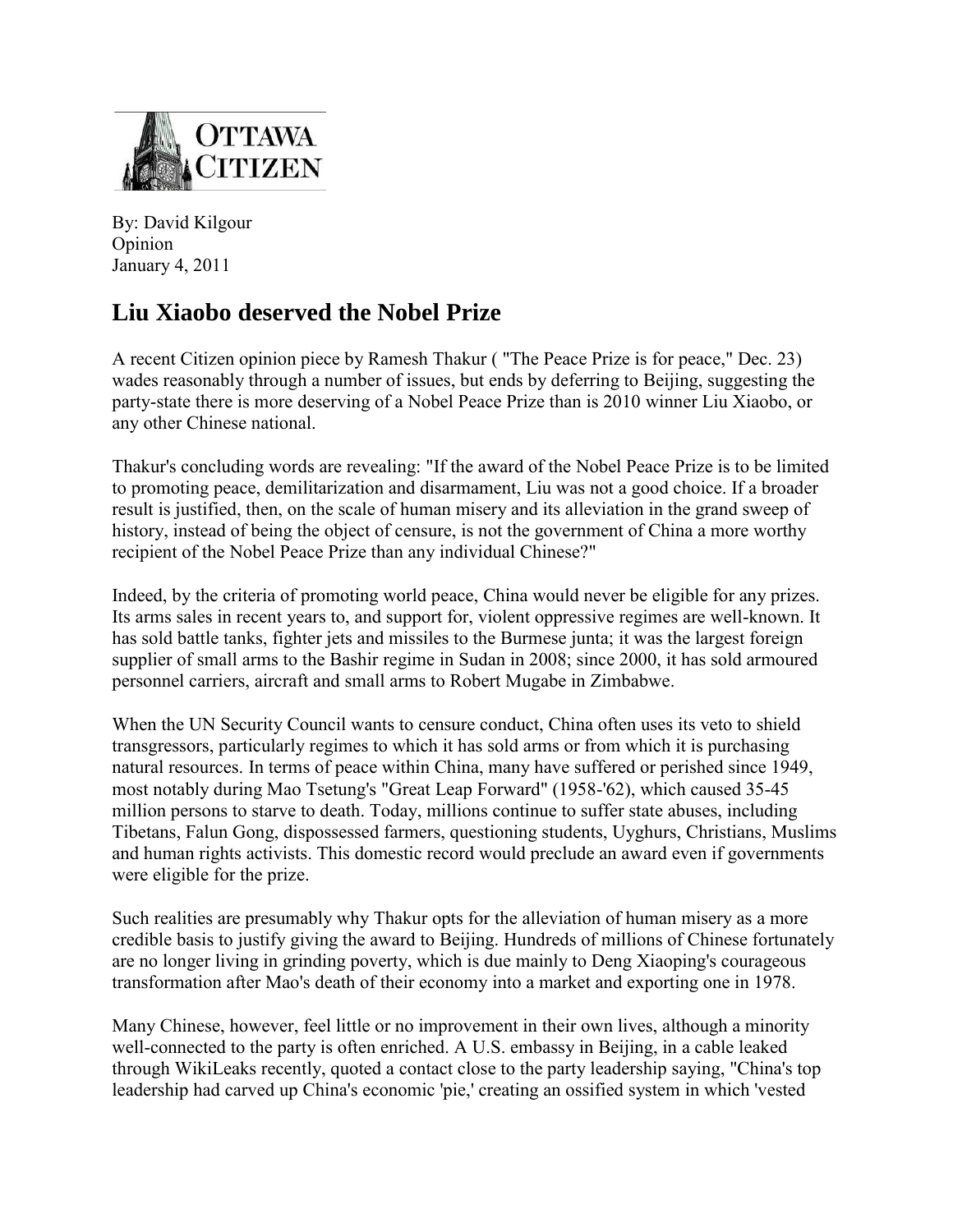OTTAWA CITIZEN

By: David Kilgour
Opinion
January 4, 2011

# Liu Xiaobo deserved the Nobel Prize

A recent Citizen opinion piece by Ramesh Thakur ( "The Peace Prize is for peace," Dec. 23) wades reasonably through a number of issues, but ends by deferring to Beijing, suggesting the party-state there is more deserving of a Nobel Peace Prize than is 2010 winner Liu Xiaobo, or any other Chinese national.

Thakur's concluding words are revealing: "If the award of the Nobel Peace Prize is to be limited to promoting peace, demilitarization and disarmament, Liu was not a good choice. If a broader result is justified, then, on the scale of human misery and its alleviation in the grand sweep of history, instead of being the object of censure, is not the government of China a more worthy recipient of the Nobel Peace Prize than any individual Chinese?"

Indeed, by the criteria of promoting world peace, China would never be eligible for any prizes. Its arms sales in recent years to, and support for, violent oppressive regimes are well-known. It has sold battle tanks, fighter jets and missiles to the Burmese junta; it was the largest foreign supplier of small arms to the Bashir regime in Sudan in 2008; since 2000, it has sold armoured personnel carriers, aircraft and small arms to Robert Mugabe in Zimbabwe.

When the UN Security Council wants to censure conduct, China often uses its veto to shield transgressors, particularly regimes to which it has sold arms or from which it is purchasing natural resources. In terms of peace within China, many have suffered or perished since 1949, most notably during Mao Tsetung's "Great Leap Forward" (1958-'62), which caused 35-45 million persons to starve to death. Today, millions continue to suffer state abuses, including Tibetans, Falun Gong, dispossessed farmers, questioning students, Uyghurs, Christians, Muslims and human rights activists. This domestic record would preclude an award even if governments were eligible for the prize.

Such realities are presumably why Thakur opts for the alleviation of human misery as a more credible basis to justify giving the award to Beijing. Hundreds of millions of Chinese fortunately are no longer living in grinding poverty, which is due mainly to Deng Xiaoping's courageous transformation after Mao's death of their economy into a market and exporting one in 1978.

Many Chinese, however, feel little or no improvement in their own lives, although a minority well-connected to the party is often enriched. A U.S. embassy in Beijing, in a cable leaked through WikiLeaks recently, quoted a contact close to the party leadership saying, "China's top leadership had carved up China's economic 'pie,' creating an ossified system in which 'vested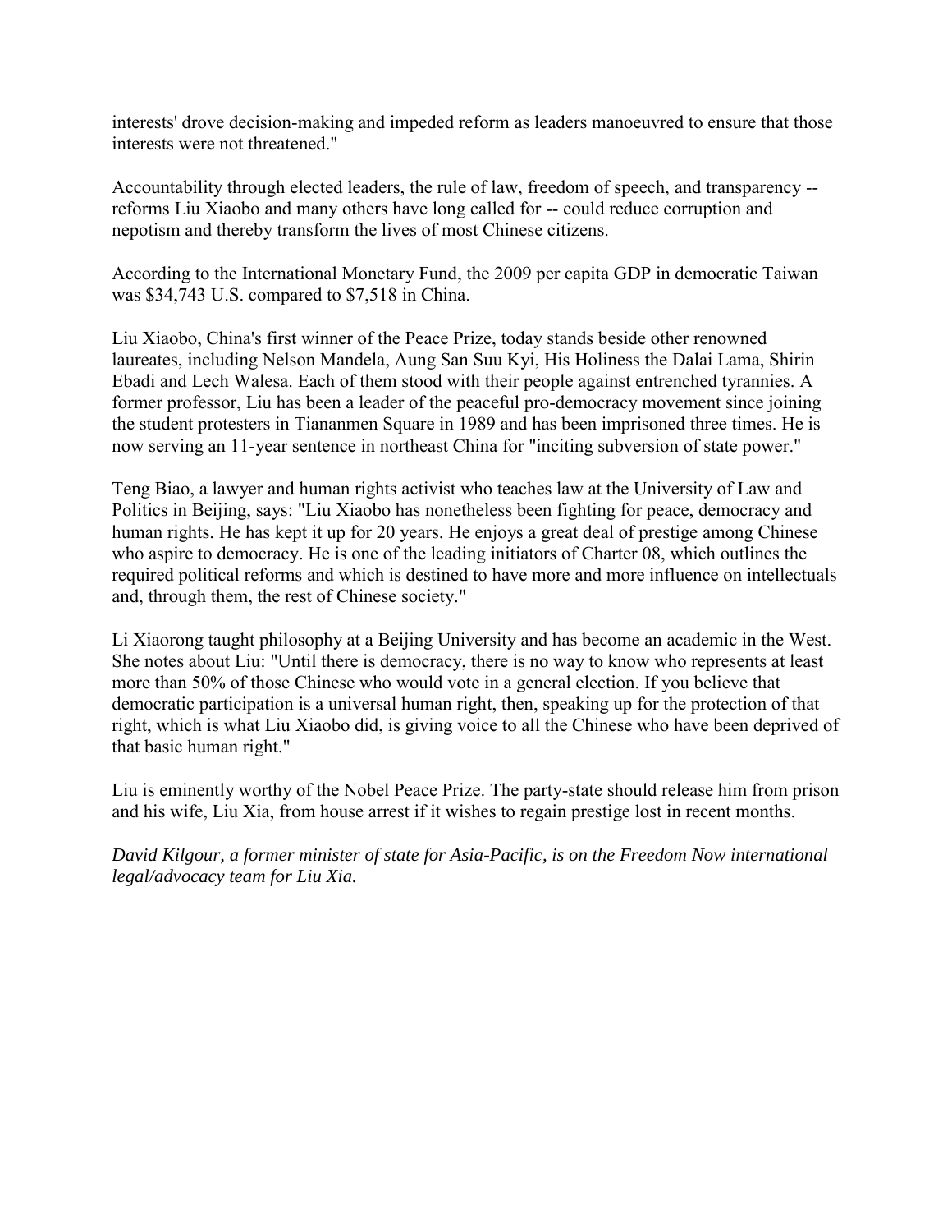interests' drove decision-making and impeded reform as leaders manoeuvred to ensure that those interests were not threatened."

Accountability through elected leaders, the rule of law, freedom of speech, and transparency -- reforms Liu Xiaobo and many others have long called for -- could reduce corruption and nepotism and thereby transform the lives of most Chinese citizens.

According to the International Monetary Fund, the 2009 per capita GDP in democratic Taiwan was $34,743 U.S. compared to $7,518 in China.

Liu Xiaobo, China's first winner of the Peace Prize, today stands beside other renowned laureates, including Nelson Mandela, Aung San Suu Kyi, His Holiness the Dalai Lama, Shirin Ebadi and Lech Walesa. Each of them stood with their people against entrenched tyrannies. A former professor, Liu has been a leader of the peaceful pro-democracy movement since joining the student protesters in Tiananmen Square in 1989 and has been imprisoned three times. He is now serving an 11-year sentence in northeast China for "inciting subversion of state power."

Teng Biao, a lawyer and human rights activist who teaches law at the University of Law and Politics in Beijing, says: "Liu Xiaobo has nonetheless been fighting for peace, democracy and human rights. He has kept it up for 20 years. He enjoys a great deal of prestige among Chinese who aspire to democracy. He is one of the leading initiators of Charter 08, which outlines the required political reforms and which is destined to have more and more influence on intellectuals and, through them, the rest of Chinese society."

Li Xiaorong taught philosophy at a Beijing University and has become an academic in the West. She notes about Liu: "Until there is democracy, there is no way to know who represents at least more than 50% of those Chinese who would vote in a general election. If you believe that democratic participation is a universal human right, then, speaking up for the protection of that right, which is what Liu Xiaobo did, is giving voice to all the Chinese who have been deprived of that basic human right."

Liu is eminently worthy of the Nobel Peace Prize. The party-state should release him from prison and his wife, Liu Xia, from house arrest if it wishes to regain prestige lost in recent months.

*David Kilgour, a former minister of state for Asia-Pacific, is on the Freedom Now international legal/advocacy team for Liu Xia.*